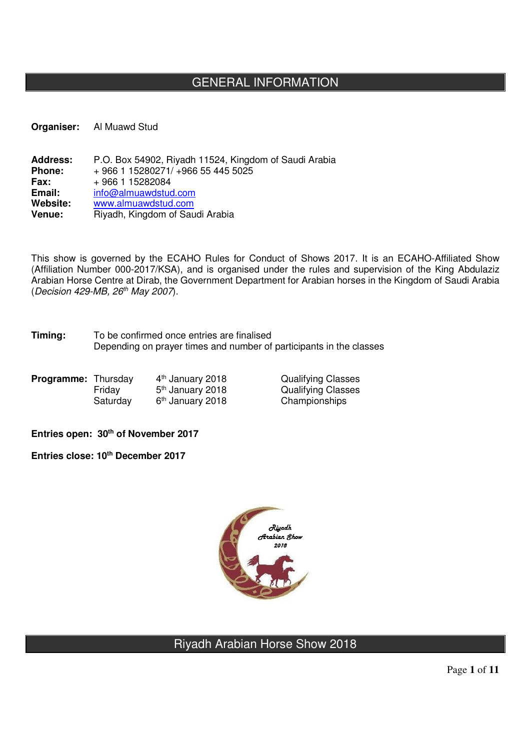# GENERAL INFORMATION

**Organiser:** Al Muawd Stud

**Address:** P.O. Box 54902, Riyadh 11524, Kingdom of Saudi Arabia
**Phone:** + 966 1 15280271/ +966 55 445 5025
**Fax:** + 966 1 15282084
**Email:** info@almuawdstud.com
**Website:** www.almuawdstud.com
**Venue:** Riyadh, Kingdom of Saudi Arabia

This show is governed by the ECAHO Rules for Conduct of Shows 2017. It is an ECAHO-Affiliated Show (Affiliation Number 000-2017/KSA), and is organised under the rules and supervision of the King Abdulaziz Arabian Horse Centre at Dirab, the Government Department for Arabian horses in the Kingdom of Saudi Arabia (*Decision 429-MB, 26th May 2007*).

**Timing:** To be confirmed once entries are finalised
Depending on prayer times and number of participants in the classes

**Programme:**

| | | |
|---|---|---|
| Thursday | 4th January 2018 | Qualifying Classes |
| Friday | 5th January 2018 | Qualifying Classes |
| Saturday | 6th January 2018 | Championships |

**Entries open: 30th of November 2017**

**Entries close: 10th December 2017**

Riyadh Arabian Show 2018

Riyadh Arabian Horse Show 2018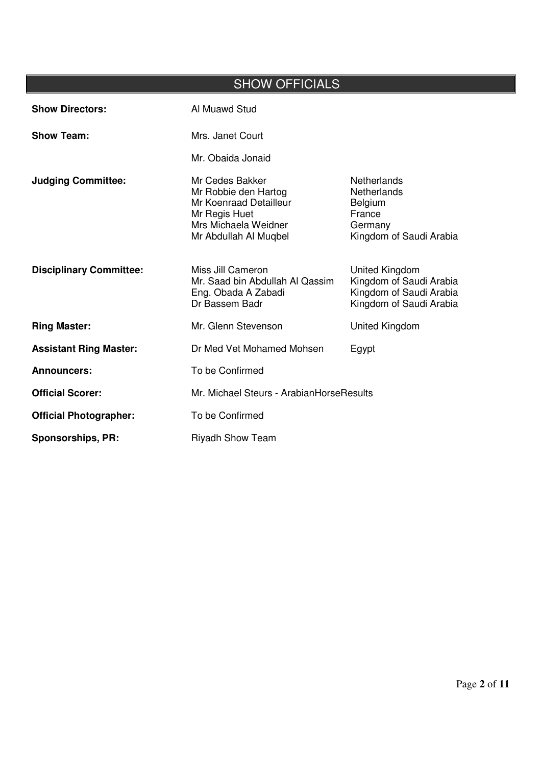## SHOW OFFICIALS

| | | |
|---|---|---|
| **Show Directors:** | Al Muawd Stud | |
| **Show Team:** | Mrs. Janet Court | |
| | Mr. Obaida Jonaid | |
| **Judging Committee:** | Mr Cedes Bakker | Netherlands |
| | Mr Robbie den Hartog | Netherlands |
| | Mr Koenraad Detailleur | Belgium |
| | Mr Regis Huet | France |
| | Mrs Michaela Weidner | Germany |
| | Mr Abdullah Al Muqbel | Kingdom of Saudi Arabia |
| **Disciplinary Committee:** | Miss Jill Cameron | United Kingdom |
| | Mr. Saad bin Abdullah Al Qassim | Kingdom of Saudi Arabia |
| | Eng. Obada A Zabadi | Kingdom of Saudi Arabia |
| | Dr Bassem Badr | Kingdom of Saudi Arabia |
| **Ring Master:** | Mr. Glenn Stevenson | United Kingdom |
| **Assistant Ring Master:** | Dr Med Vet Mohamed Mohsen | Egypt |
| **Announcers:** | To be Confirmed | |
| **Official Scorer:** | Mr. Michael Steurs - ArabianHorseResults | |
| **Official Photographer:** | To be Confirmed | |
| **Sponsorships, PR:** | Riyadh Show Team | |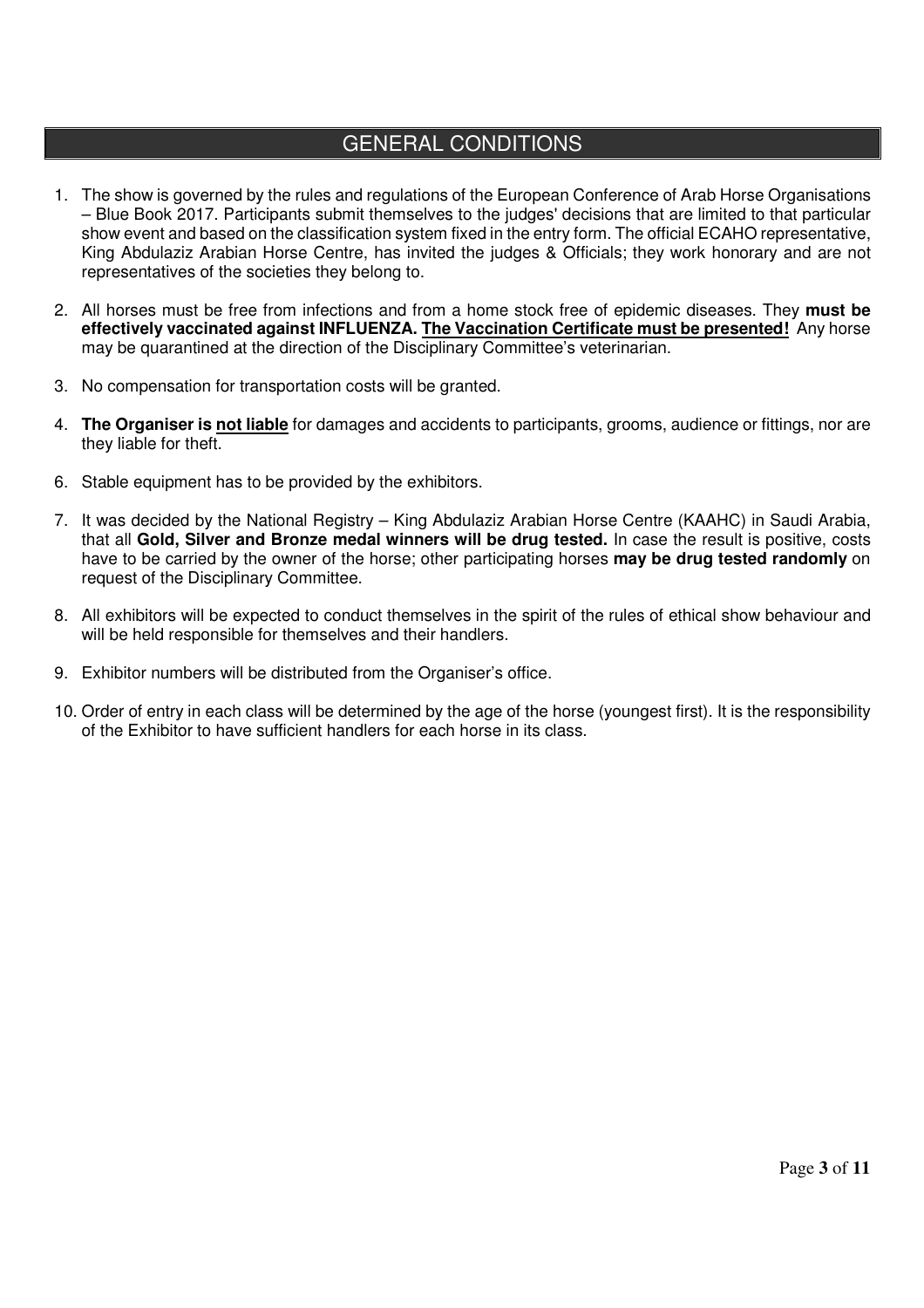## GENERAL CONDITIONS

1. The show is governed by the rules and regulations of the European Conference of Arab Horse Organisations – Blue Book 2017. Participants submit themselves to the judges' decisions that are limited to that particular show event and based on the classification system fixed in the entry form. The official ECAHO representative, King Abdulaziz Arabian Horse Centre, has invited the judges & Officials; they work honorary and are not representatives of the societies they belong to.

2. All horses must be free from infections and from a home stock free of epidemic diseases. They **must be effectively vaccinated against INFLUENZA. <u>The Vaccination Certificate must be presented!</u>** Any horse may be quarantined at the direction of the Disciplinary Committee's veterinarian.

3. No compensation for transportation costs will be granted.

4. **The Organiser is <u>not liable</u>** for damages and accidents to participants, grooms, audience or fittings, nor are they liable for theft.

6. Stable equipment has to be provided by the exhibitors.

7. It was decided by the National Registry – King Abdulaziz Arabian Horse Centre (KAAHC) in Saudi Arabia, that all **Gold, Silver and Bronze medal winners will be drug tested.** In case the result is positive, costs have to be carried by the owner of the horse; other participating horses **may be drug tested randomly** on request of the Disciplinary Committee.

8. All exhibitors will be expected to conduct themselves in the spirit of the rules of ethical show behaviour and will be held responsible for themselves and their handlers.

9. Exhibitor numbers will be distributed from the Organiser's office.

10. Order of entry in each class will be determined by the age of the horse (youngest first). It is the responsibility of the Exhibitor to have sufficient handlers for each horse in its class.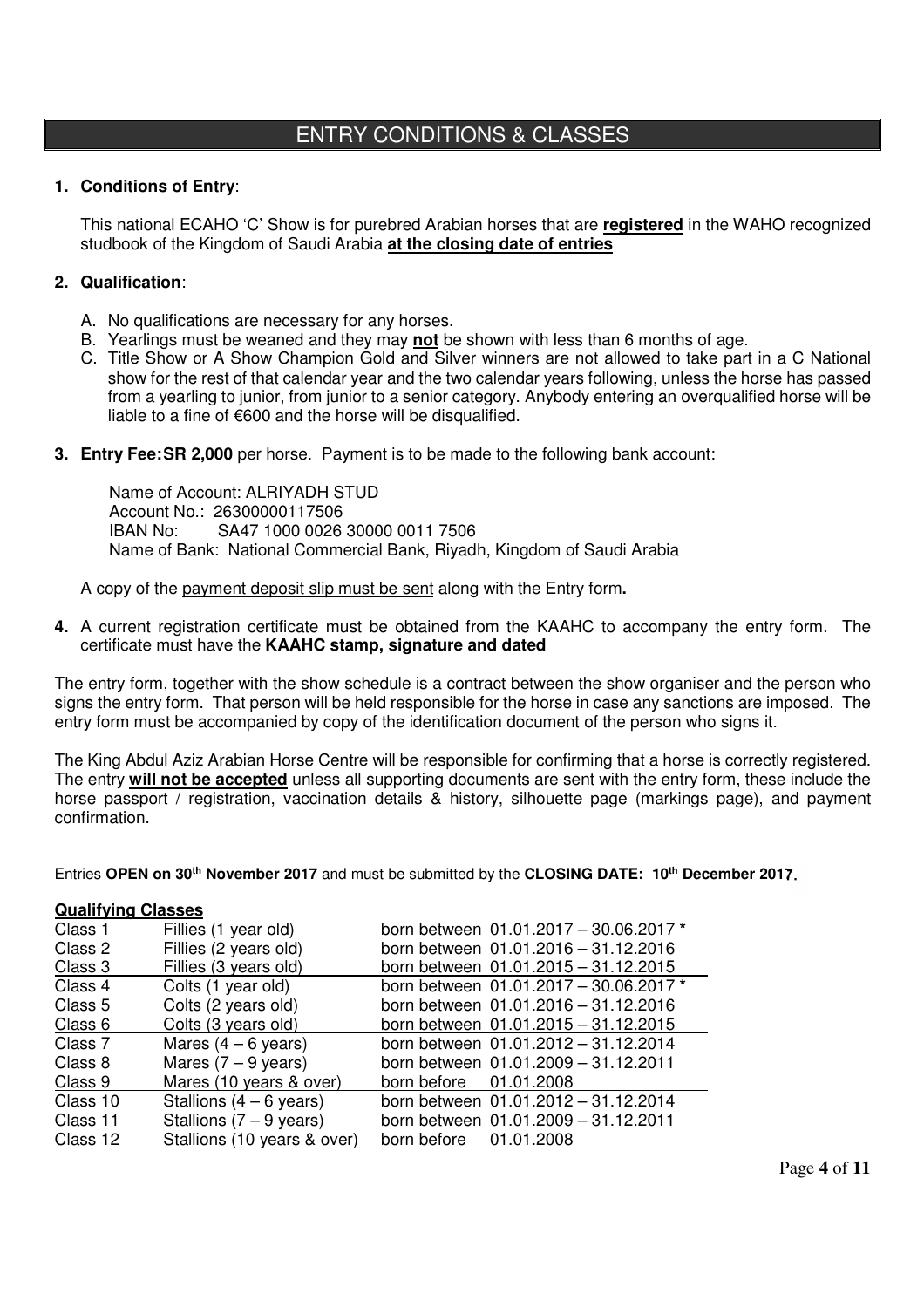## ENTRY CONDITIONS & CLASSES

1. **Conditions of Entry**:

   This national ECAHO 'C' Show is for purebred Arabian horses that are **registered** in the WAHO recognized studbook of the Kingdom of Saudi Arabia **at the closing date of entries**

2. **Qualification**:

   A. No qualifications are necessary for any horses.
   B. Yearlings must be weaned and they may **not** be shown with less than 6 months of age.
   C. Title Show or A Show Champion Gold and Silver winners are not allowed to take part in a C National show for the rest of that calendar year and the two calendar years following, unless the horse has passed from a yearling to junior, from junior to a senior category. Anybody entering an overqualified horse will be liable to a fine of €600 and the horse will be disqualified.

3. **Entry Fee: SR 2,000** per horse. Payment is to be made to the following bank account:

   Name of Account: ALRIYADH STUD
   Account No.: 26300000117506
   IBAN No: SA47 1000 0026 30000 0011 7506
   Name of Bank: National Commercial Bank, Riyadh, Kingdom of Saudi Arabia

   A copy of the payment deposit slip must be sent along with the Entry form**.**

4. A current registration certificate must be obtained from the KAAHC to accompany the entry form. The certificate must have the **KAAHC stamp, signature and dated**

The entry form, together with the show schedule is a contract between the show organiser and the person who signs the entry form. That person will be held responsible for the horse in case any sanctions are imposed. The entry form must be accompanied by copy of the identification document of the person who signs it.

The King Abdul Aziz Arabian Horse Centre will be responsible for confirming that a horse is correctly registered. The entry **will not be accepted** unless all supporting documents are sent with the entry form, these include the horse passport / registration, vaccination details & history, silhouette page (markings page), and payment confirmation.

Entries **OPEN on 30th November 2017** and must be submitted by the **CLOSING DATE: 10th December 2017**.

**Qualifying Classes**

| | | |
|---|---|---|
| Class 1 | Fillies (1 year old) | born between 01.01.2017 – 30.06.2017 * |
| Class 2 | Fillies (2 years old) | born between 01.01.2016 – 31.12.2016 |
| Class 3 | Fillies (3 years old) | born between 01.01.2015 – 31.12.2015 |
| Class 4 | Colts (1 year old) | born between 01.01.2017 – 30.06.2017 * |
| Class 5 | Colts (2 years old) | born between 01.01.2016 – 31.12.2016 |
| Class 6 | Colts (3 years old) | born between 01.01.2015 – 31.12.2015 |
| Class 7 | Mares (4 – 6 years) | born between 01.01.2012 – 31.12.2014 |
| Class 8 | Mares (7 – 9 years) | born between 01.01.2009 – 31.12.2011 |
| Class 9 | Mares (10 years & over) | born before 01.01.2008 |
| Class 10 | Stallions (4 – 6 years) | born between 01.01.2012 – 31.12.2014 |
| Class 11 | Stallions (7 – 9 years) | born between 01.01.2009 – 31.12.2011 |
| Class 12 | Stallions (10 years & over) | born before 01.01.2008 |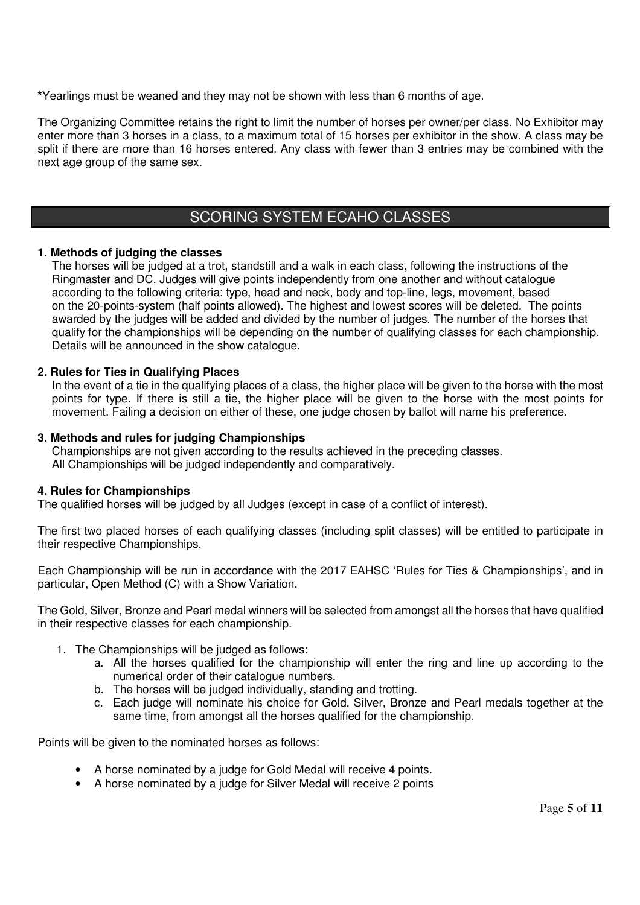*Yearlings must be weaned and they may not be shown with less than 6 months of age.

The Organizing Committee retains the right to limit the number of horses per owner/per class. No Exhibitor may enter more than 3 horses in a class, to a maximum total of 15 horses per exhibitor in the show. A class may be split if there are more than 16 horses entered. Any class with fewer than 3 entries may be combined with the next age group of the same sex.

## SCORING SYSTEM ECAHO CLASSES

**1. Methods of judging the classes**

The horses will be judged at a trot, standstill and a walk in each class, following the instructions of the Ringmaster and DC. Judges will give points independently from one another and without catalogue according to the following criteria: type, head and neck, body and top-line, legs, movement, based on the 20-points-system (half points allowed). The highest and lowest scores will be deleted. The points awarded by the judges will be added and divided by the number of judges. The number of the horses that qualify for the championships will be depending on the number of qualifying classes for each championship. Details will be announced in the show catalogue.

**2. Rules for Ties in Qualifying Places**

In the event of a tie in the qualifying places of a class, the higher place will be given to the horse with the most points for type. If there is still a tie, the higher place will be given to the horse with the most points for movement. Failing a decision on either of these, one judge chosen by ballot will name his preference.

**3. Methods and rules for judging Championships**

Championships are not given according to the results achieved in the preceding classes.
All Championships will be judged independently and comparatively.

**4. Rules for Championships**

The qualified horses will be judged by all Judges (except in case of a conflict of interest).

The first two placed horses of each qualifying classes (including split classes) will be entitled to participate in their respective Championships.

Each Championship will be run in accordance with the 2017 EAHSC 'Rules for Ties & Championships', and in particular, Open Method (C) with a Show Variation.

The Gold, Silver, Bronze and Pearl medal winners will be selected from amongst all the horses that have qualified in their respective classes for each championship.

1. The Championships will be judged as follows:
   a. All the horses qualified for the championship will enter the ring and line up according to the numerical order of their catalogue numbers.
   b. The horses will be judged individually, standing and trotting.
   c. Each judge will nominate his choice for Gold, Silver, Bronze and Pearl medals together at the same time, from amongst all the horses qualified for the championship.

Points will be given to the nominated horses as follows:

- A horse nominated by a judge for Gold Medal will receive 4 points.
- A horse nominated by a judge for Silver Medal will receive 2 points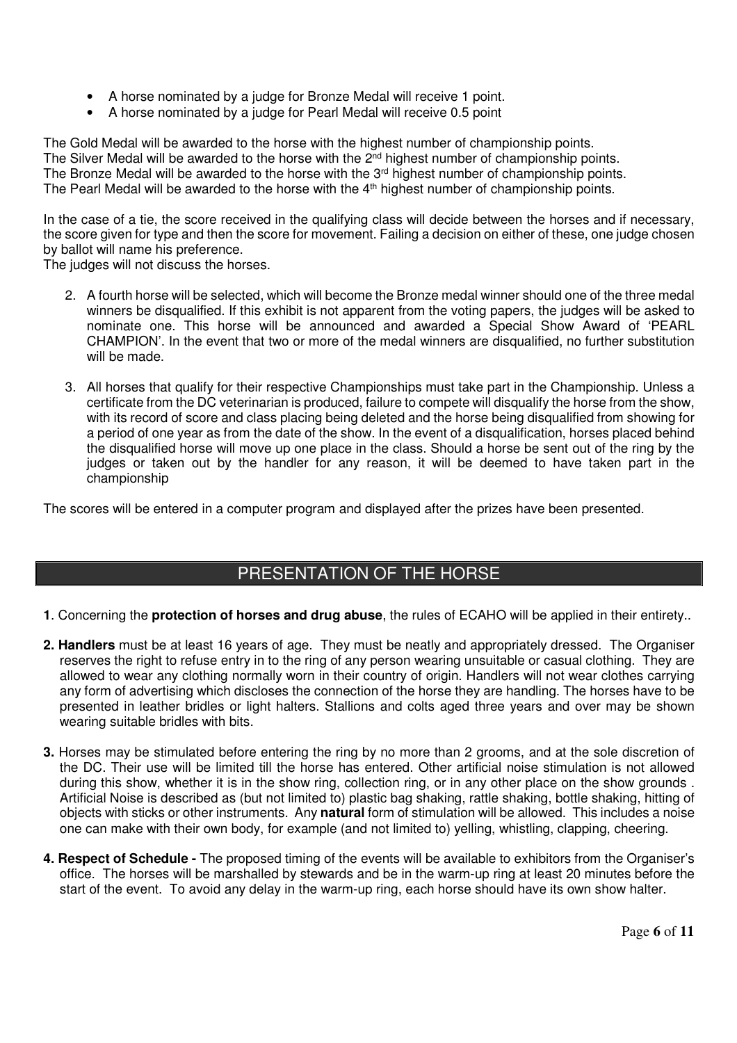- A horse nominated by a judge for Bronze Medal will receive 1 point.
- A horse nominated by a judge for Pearl Medal will receive 0.5 point

The Gold Medal will be awarded to the horse with the highest number of championship points.
The Silver Medal will be awarded to the horse with the 2nd highest number of championship points.
The Bronze Medal will be awarded to the horse with the 3rd highest number of championship points.
The Pearl Medal will be awarded to the horse with the 4th highest number of championship points.

In the case of a tie, the score received in the qualifying class will decide between the horses and if necessary, the score given for type and then the score for movement. Failing a decision on either of these, one judge chosen by ballot will name his preference.
The judges will not discuss the horses.

2. A fourth horse will be selected, which will become the Bronze medal winner should one of the three medal winners be disqualified. If this exhibit is not apparent from the voting papers, the judges will be asked to nominate one. This horse will be announced and awarded a Special Show Award of 'PEARL CHAMPION'. In the event that two or more of the medal winners are disqualified, no further substitution will be made.

3. All horses that qualify for their respective Championships must take part in the Championship. Unless a certificate from the DC veterinarian is produced, failure to compete will disqualify the horse from the show, with its record of score and class placing being deleted and the horse being disqualified from showing for a period of one year as from the date of the show. In the event of a disqualification, horses placed behind the disqualified horse will move up one place in the class. Should a horse be sent out of the ring by the judges or taken out by the handler for any reason, it will be deemed to have taken part in the championship

The scores will be entered in a computer program and displayed after the prizes have been presented.

## PRESENTATION OF THE HORSE

**1**. Concerning the **protection of horses and drug abuse**, the rules of ECAHO will be applied in their entirety..

**2. Handlers** must be at least 16 years of age. They must be neatly and appropriately dressed. The Organiser reserves the right to refuse entry in to the ring of any person wearing unsuitable or casual clothing. They are allowed to wear any clothing normally worn in their country of origin. Handlers will not wear clothes carrying any form of advertising which discloses the connection of the horse they are handling. The horses have to be presented in leather bridles or light halters. Stallions and colts aged three years and over may be shown wearing suitable bridles with bits.

**3.** Horses may be stimulated before entering the ring by no more than 2 grooms, and at the sole discretion of the DC. Their use will be limited till the horse has entered. Other artificial noise stimulation is not allowed during this show, whether it is in the show ring, collection ring, or in any other place on the show grounds . Artificial Noise is described as (but not limited to) plastic bag shaking, rattle shaking, bottle shaking, hitting of objects with sticks or other instruments. Any **natural** form of stimulation will be allowed. This includes a noise one can make with their own body, for example (and not limited to) yelling, whistling, clapping, cheering.

**4. Respect of Schedule -** The proposed timing of the events will be available to exhibitors from the Organiser's office. The horses will be marshalled by stewards and be in the warm-up ring at least 20 minutes before the start of the event. To avoid any delay in the warm-up ring, each horse should have its own show halter.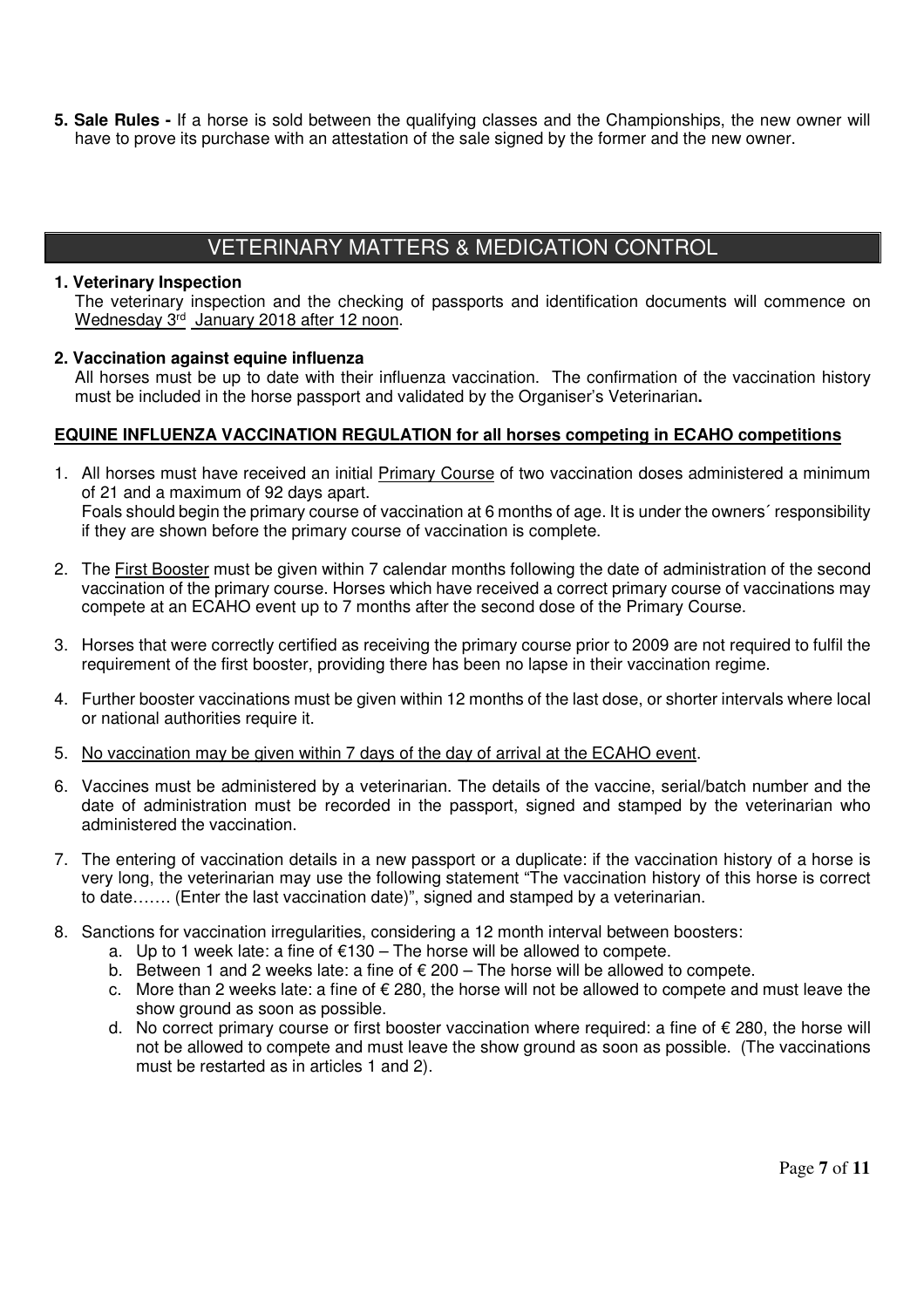**5. Sale Rules -** If a horse is sold between the qualifying classes and the Championships, the new owner will have to prove its purchase with an attestation of the sale signed by the former and the new owner.

## VETERINARY MATTERS & MEDICATION CONTROL

**1. Veterinary Inspection**

The veterinary inspection and the checking of passports and identification documents will commence on Wednesday 3rd January 2018 after 12 noon.

**2. Vaccination against equine influenza**

All horses must be up to date with their influenza vaccination. The confirmation of the vaccination history must be included in the horse passport and validated by the Organiser's Veterinarian**.**

**EQUINE INFLUENZA VACCINATION REGULATION for all horses competing in ECAHO competitions**

1. All horses must have received an initial Primary Course of two vaccination doses administered a minimum of 21 and a maximum of 92 days apart.
   Foals should begin the primary course of vaccination at 6 months of age. It is under the owners´ responsibility if they are shown before the primary course of vaccination is complete.

2. The First Booster must be given within 7 calendar months following the date of administration of the second vaccination of the primary course. Horses which have received a correct primary course of vaccinations may compete at an ECAHO event up to 7 months after the second dose of the Primary Course.

3. Horses that were correctly certified as receiving the primary course prior to 2009 are not required to fulfil the requirement of the first booster, providing there has been no lapse in their vaccination regime.

4. Further booster vaccinations must be given within 12 months of the last dose, or shorter intervals where local or national authorities require it.

5. No vaccination may be given within 7 days of the day of arrival at the ECAHO event.

6. Vaccines must be administered by a veterinarian. The details of the vaccine, serial/batch number and the date of administration must be recorded in the passport, signed and stamped by the veterinarian who administered the vaccination.

7. The entering of vaccination details in a new passport or a duplicate: if the vaccination history of a horse is very long, the veterinarian may use the following statement "The vaccination history of this horse is correct to date……. (Enter the last vaccination date)", signed and stamped by a veterinarian.

8. Sanctions for vaccination irregularities, considering a 12 month interval between boosters:
   a. Up to 1 week late: a fine of €130 – The horse will be allowed to compete.
   b. Between 1 and 2 weeks late: a fine of € 200 – The horse will be allowed to compete.
   c. More than 2 weeks late: a fine of € 280, the horse will not be allowed to compete and must leave the show ground as soon as possible.
   d. No correct primary course or first booster vaccination where required: a fine of € 280, the horse will not be allowed to compete and must leave the show ground as soon as possible. (The vaccinations must be restarted as in articles 1 and 2).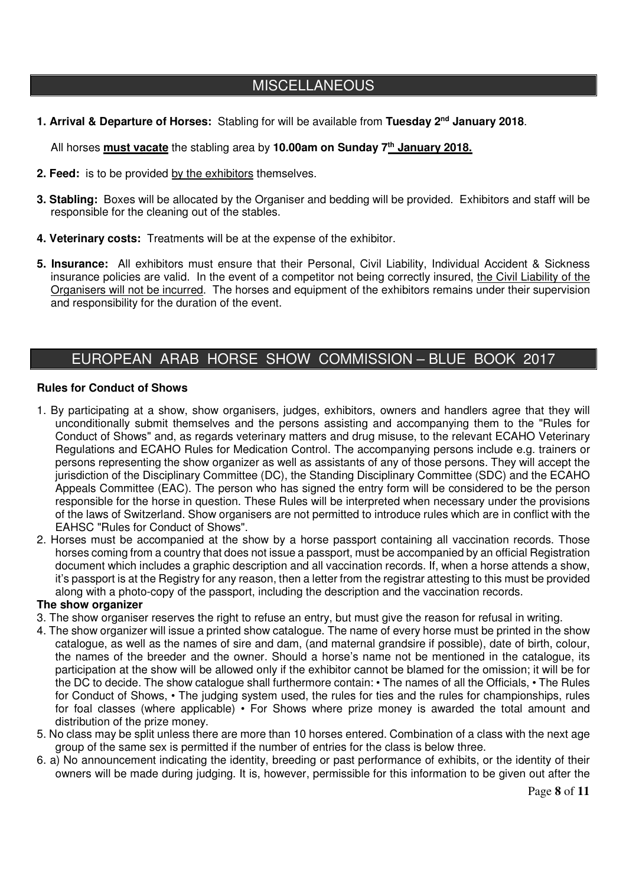## MISCELLANEOUS

**1. Arrival & Departure of Horses:** Stabling for will be available from **Tuesday 2nd January 2018**.

All horses **must vacate** the stabling area by **10.00am on Sunday 7th January 2018.**

**2. Feed:** is to be provided by the exhibitors themselves.

**3. Stabling:** Boxes will be allocated by the Organiser and bedding will be provided. Exhibitors and staff will be responsible for the cleaning out of the stables.

**4. Veterinary costs:** Treatments will be at the expense of the exhibitor.

**5. Insurance:** All exhibitors must ensure that their Personal, Civil Liability, Individual Accident & Sickness insurance policies are valid. In the event of a competitor not being correctly insured, the Civil Liability of the Organisers will not be incurred. The horses and equipment of the exhibitors remains under their supervision and responsibility for the duration of the event.

## EUROPEAN ARAB HORSE SHOW COMMISSION – BLUE BOOK 2017

**Rules for Conduct of Shows**

1. By participating at a show, show organisers, judges, exhibitors, owners and handlers agree that they will unconditionally submit themselves and the persons assisting and accompanying them to the "Rules for Conduct of Shows" and, as regards veterinary matters and drug misuse, to the relevant ECAHO Veterinary Regulations and ECAHO Rules for Medication Control. The accompanying persons include e.g. trainers or persons representing the show organizer as well as assistants of any of those persons. They will accept the jurisdiction of the Disciplinary Committee (DC), the Standing Disciplinary Committee (SDC) and the ECAHO Appeals Committee (EAC). The person who has signed the entry form will be considered to be the person responsible for the horse in question. These Rules will be interpreted when necessary under the provisions of the laws of Switzerland. Show organisers are not permitted to introduce rules which are in conflict with the EAHSC "Rules for Conduct of Shows".
2. Horses must be accompanied at the show by a horse passport containing all vaccination records. Those horses coming from a country that does not issue a passport, must be accompanied by an official Registration document which includes a graphic description and all vaccination records. If, when a horse attends a show, it's passport is at the Registry for any reason, then a letter from the registrar attesting to this must be provided along with a photo-copy of the passport, including the description and the vaccination records.

**The show organizer**

3. The show organiser reserves the right to refuse an entry, but must give the reason for refusal in writing.
4. The show organizer will issue a printed show catalogue. The name of every horse must be printed in the show catalogue, as well as the names of sire and dam, (and maternal grandsire if possible), date of birth, colour, the names of the breeder and the owner. Should a horse's name not be mentioned in the catalogue, its participation at the show will be allowed only if the exhibitor cannot be blamed for the omission; it will be for the DC to decide. The show catalogue shall furthermore contain: • The names of all the Officials, • The Rules for Conduct of Shows, • The judging system used, the rules for ties and the rules for championships, rules for foal classes (where applicable) • For Shows where prize money is awarded the total amount and distribution of the prize money.
5. No class may be split unless there are more than 10 horses entered. Combination of a class with the next age group of the same sex is permitted if the number of entries for the class is below three.
6. a) No announcement indicating the identity, breeding or past performance of exhibits, or the identity of their owners will be made during judging. It is, however, permissible for this information to be given out after the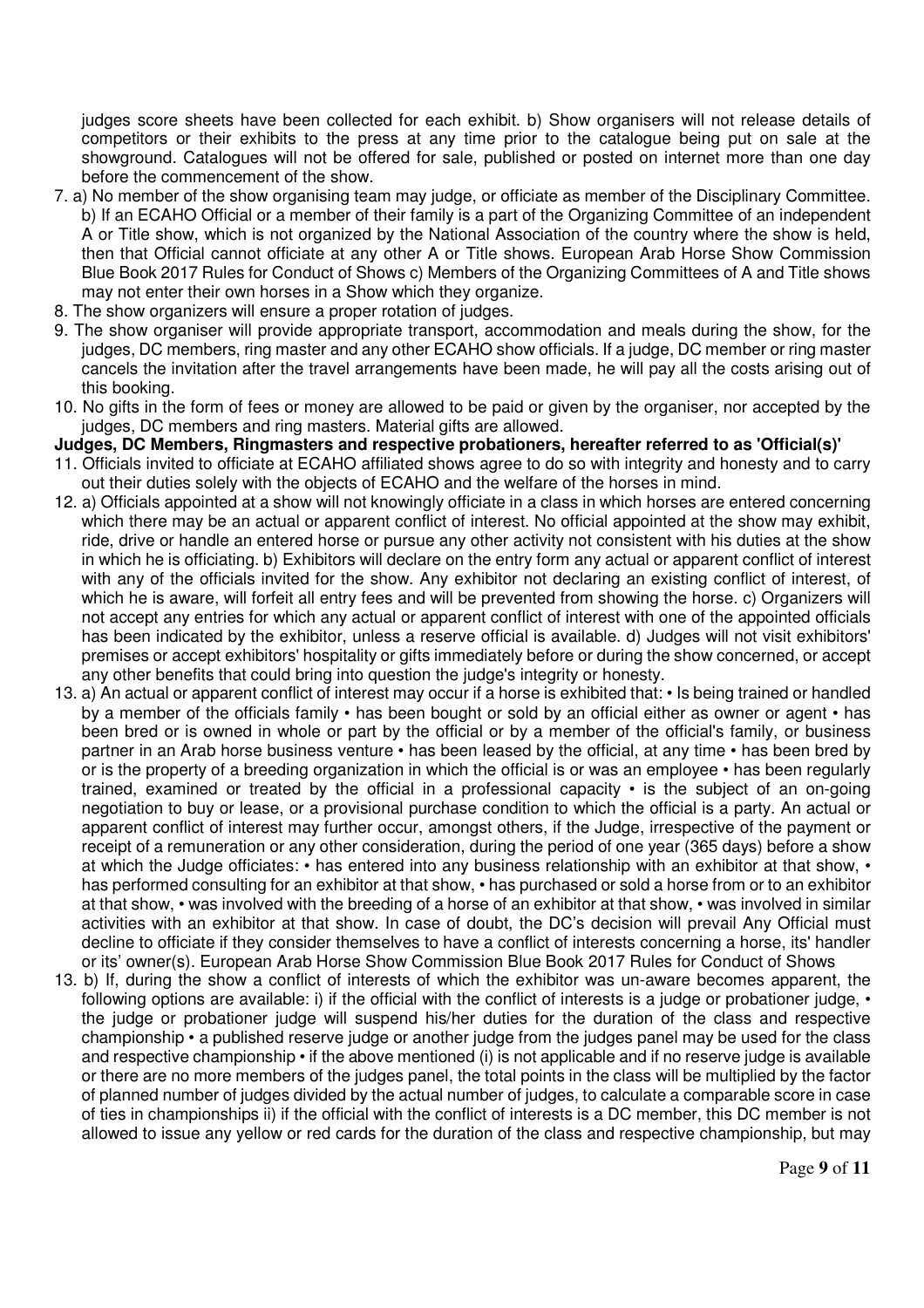judges score sheets have been collected for each exhibit. b) Show organisers will not release details of competitors or their exhibits to the press at any time prior to the catalogue being put on sale at the showground. Catalogues will not be offered for sale, published or posted on internet more than one day before the commencement of the show.

7. a) No member of the show organising team may judge, or officiate as member of the Disciplinary Committee. b) If an ECAHO Official or a member of their family is a part of the Organizing Committee of an independent A or Title show, which is not organized by the National Association of the country where the show is held, then that Official cannot officiate at any other A or Title shows. European Arab Horse Show Commission Blue Book 2017 Rules for Conduct of Shows c) Members of the Organizing Committees of A and Title shows may not enter their own horses in a Show which they organize.
8. The show organizers will ensure a proper rotation of judges.
9. The show organiser will provide appropriate transport, accommodation and meals during the show, for the judges, DC members, ring master and any other ECAHO show officials. If a judge, DC member or ring master cancels the invitation after the travel arrangements have been made, he will pay all the costs arising out of this booking.
10. No gifts in the form of fees or money are allowed to be paid or given by the organiser, nor accepted by the judges, DC members and ring masters. Material gifts are allowed.

**Judges, DC Members, Ringmasters and respective probationers, hereafter referred to as 'Official(s)'**

11. Officials invited to officiate at ECAHO affiliated shows agree to do so with integrity and honesty and to carry out their duties solely with the objects of ECAHO and the welfare of the horses in mind.
12. a) Officials appointed at a show will not knowingly officiate in a class in which horses are entered concerning which there may be an actual or apparent conflict of interest. No official appointed at the show may exhibit, ride, drive or handle an entered horse or pursue any other activity not consistent with his duties at the show in which he is officiating. b) Exhibitors will declare on the entry form any actual or apparent conflict of interest with any of the officials invited for the show. Any exhibitor not declaring an existing conflict of interest, of which he is aware, will forfeit all entry fees and will be prevented from showing the horse. c) Organizers will not accept any entries for which any actual or apparent conflict of interest with one of the appointed officials has been indicated by the exhibitor, unless a reserve official is available. d) Judges will not visit exhibitors' premises or accept exhibitors' hospitality or gifts immediately before or during the show concerned, or accept any other benefits that could bring into question the judge's integrity or honesty.
13. a) An actual or apparent conflict of interest may occur if a horse is exhibited that: • Is being trained or handled by a member of the officials family • has been bought or sold by an official either as owner or agent • has been bred or is owned in whole or part by the official or by a member of the official's family, or business partner in an Arab horse business venture • has been leased by the official, at any time • has been bred by or is the property of a breeding organization in which the official is or was an employee • has been regularly trained, examined or treated by the official in a professional capacity • is the subject of an on-going negotiation to buy or lease, or a provisional purchase condition to which the official is a party. An actual or apparent conflict of interest may further occur, amongst others, if the Judge, irrespective of the payment or receipt of a remuneration or any other consideration, during the period of one year (365 days) before a show at which the Judge officiates: • has entered into any business relationship with an exhibitor at that show, • has performed consulting for an exhibitor at that show, • has purchased or sold a horse from or to an exhibitor at that show, • was involved with the breeding of a horse of an exhibitor at that show, • was involved in similar activities with an exhibitor at that show. In case of doubt, the DC's decision will prevail Any Official must decline to officiate if they consider themselves to have a conflict of interests concerning a horse, its' handler or its' owner(s). European Arab Horse Show Commission Blue Book 2017 Rules for Conduct of Shows
13. b) If, during the show a conflict of interests of which the exhibitor was un-aware becomes apparent, the following options are available: i) if the official with the conflict of interests is a judge or probationer judge, • the judge or probationer judge will suspend his/her duties for the duration of the class and respective championship • a published reserve judge or another judge from the judges panel may be used for the class and respective championship • if the above mentioned (i) is not applicable and if no reserve judge is available or there are no more members of the judges panel, the total points in the class will be multiplied by the factor of planned number of judges divided by the actual number of judges, to calculate a comparable score in case of ties in championships ii) if the official with the conflict of interests is a DC member, this DC member is not allowed to issue any yellow or red cards for the duration of the class and respective championship, but may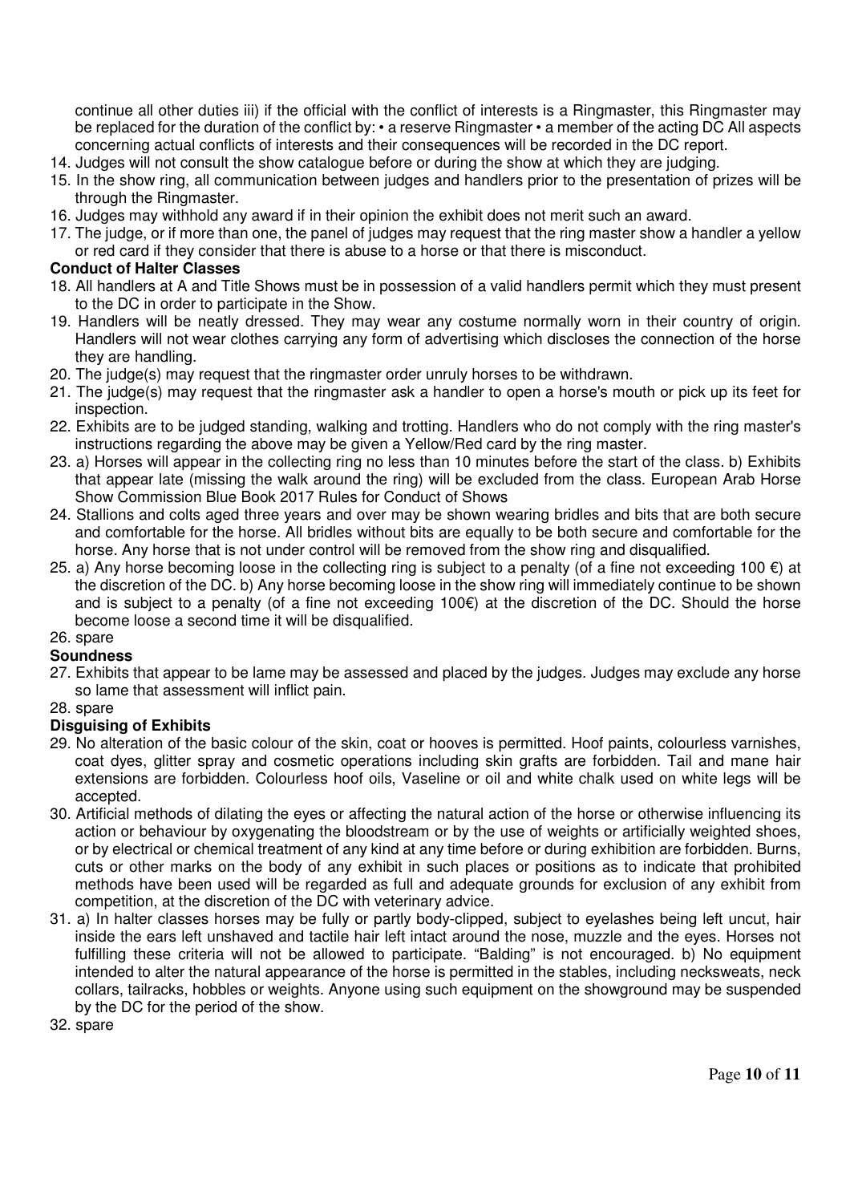continue all other duties iii) if the official with the conflict of interests is a Ringmaster, this Ringmaster may be replaced for the duration of the conflict by: • a reserve Ringmaster • a member of the acting DC All aspects concerning actual conflicts of interests and their consequences will be recorded in the DC report.

14. Judges will not consult the show catalogue before or during the show at which they are judging.
15. In the show ring, all communication between judges and handlers prior to the presentation of prizes will be through the Ringmaster.
16. Judges may withhold any award if in their opinion the exhibit does not merit such an award.
17. The judge, or if more than one, the panel of judges may request that the ring master show a handler a yellow or red card if they consider that there is abuse to a horse or that there is misconduct.

**Conduct of Halter Classes**

18. All handlers at A and Title Shows must be in possession of a valid handlers permit which they must present to the DC in order to participate in the Show.
19. Handlers will be neatly dressed. They may wear any costume normally worn in their country of origin. Handlers will not wear clothes carrying any form of advertising which discloses the connection of the horse they are handling.
20. The judge(s) may request that the ringmaster order unruly horses to be withdrawn.
21. The judge(s) may request that the ringmaster ask a handler to open a horse's mouth or pick up its feet for inspection.
22. Exhibits are to be judged standing, walking and trotting. Handlers who do not comply with the ring master's instructions regarding the above may be given a Yellow/Red card by the ring master.
23. a) Horses will appear in the collecting ring no less than 10 minutes before the start of the class. b) Exhibits that appear late (missing the walk around the ring) will be excluded from the class. European Arab Horse Show Commission Blue Book 2017 Rules for Conduct of Shows
24. Stallions and colts aged three years and over may be shown wearing bridles and bits that are both secure and comfortable for the horse. All bridles without bits are equally to be both secure and comfortable for the horse. Any horse that is not under control will be removed from the show ring and disqualified.
25. a) Any horse becoming loose in the collecting ring is subject to a penalty (of a fine not exceeding 100 €) at the discretion of the DC. b) Any horse becoming loose in the show ring will immediately continue to be shown and is subject to a penalty (of a fine not exceeding 100€) at the discretion of the DC. Should the horse become loose a second time it will be disqualified.
26. spare

**Soundness**

27. Exhibits that appear to be lame may be assessed and placed by the judges. Judges may exclude any horse so lame that assessment will inflict pain.
28. spare

**Disguising of Exhibits**

29. No alteration of the basic colour of the skin, coat or hooves is permitted. Hoof paints, colourless varnishes, coat dyes, glitter spray and cosmetic operations including skin grafts are forbidden. Tail and mane hair extensions are forbidden. Colourless hoof oils, Vaseline or oil and white chalk used on white legs will be accepted.
30. Artificial methods of dilating the eyes or affecting the natural action of the horse or otherwise influencing its action or behaviour by oxygenating the bloodstream or by the use of weights or artificially weighted shoes, or by electrical or chemical treatment of any kind at any time before or during exhibition are forbidden. Burns, cuts or other marks on the body of any exhibit in such places or positions as to indicate that prohibited methods have been used will be regarded as full and adequate grounds for exclusion of any exhibit from competition, at the discretion of the DC with veterinary advice.
31. a) In halter classes horses may be fully or partly body-clipped, subject to eyelashes being left uncut, hair inside the ears left unshaved and tactile hair left intact around the nose, muzzle and the eyes. Horses not fulfilling these criteria will not be allowed to participate. "Balding" is not encouraged. b) No equipment intended to alter the natural appearance of the horse is permitted in the stables, including necksweats, neck collars, tailracks, hobbles or weights. Anyone using such equipment on the showground may be suspended by the DC for the period of the show.
32. spare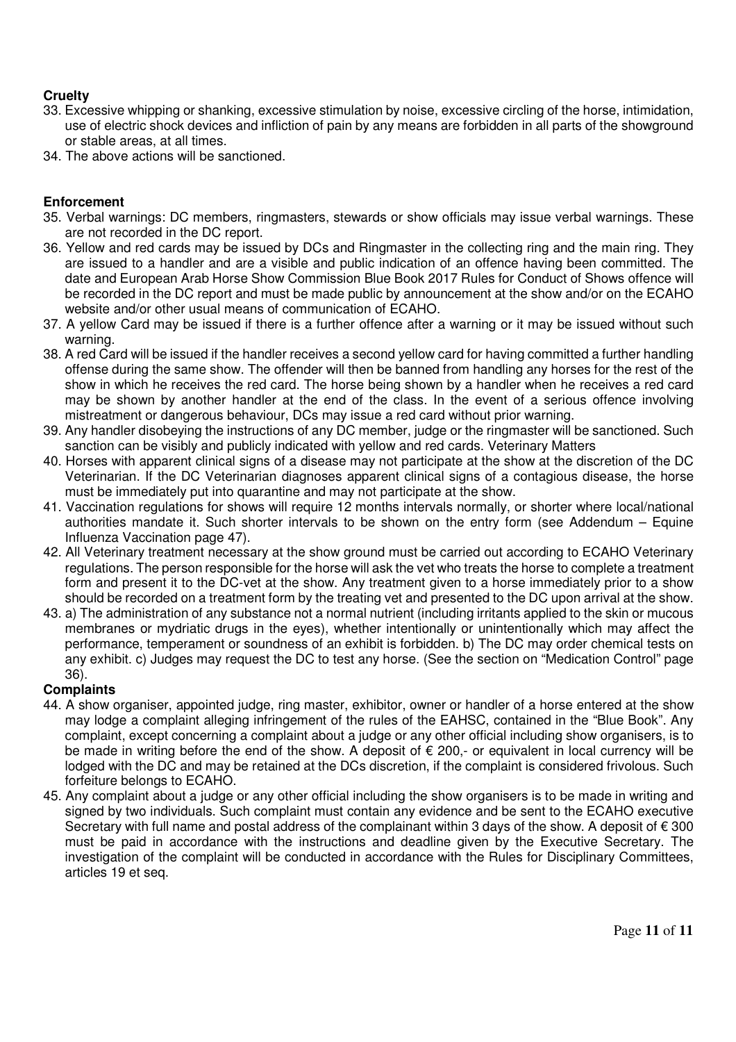**Cruelty**

33. Excessive whipping or shanking, excessive stimulation by noise, excessive circling of the horse, intimidation, use of electric shock devices and infliction of pain by any means are forbidden in all parts of the showground or stable areas, at all times.
34. The above actions will be sanctioned.

**Enforcement**

35. Verbal warnings: DC members, ringmasters, stewards or show officials may issue verbal warnings. These are not recorded in the DC report.
36. Yellow and red cards may be issued by DCs and Ringmaster in the collecting ring and the main ring. They are issued to a handler and are a visible and public indication of an offence having been committed. The date and European Arab Horse Show Commission Blue Book 2017 Rules for Conduct of Shows offence will be recorded in the DC report and must be made public by announcement at the show and/or on the ECAHO website and/or other usual means of communication of ECAHO.
37. A yellow Card may be issued if there is a further offence after a warning or it may be issued without such warning.
38. A red Card will be issued if the handler receives a second yellow card for having committed a further handling offense during the same show. The offender will then be banned from handling any horses for the rest of the show in which he receives the red card. The horse being shown by a handler when he receives a red card may be shown by another handler at the end of the class. In the event of a serious offence involving mistreatment or dangerous behaviour, DCs may issue a red card without prior warning.
39. Any handler disobeying the instructions of any DC member, judge or the ringmaster will be sanctioned. Such sanction can be visibly and publicly indicated with yellow and red cards. Veterinary Matters
40. Horses with apparent clinical signs of a disease may not participate at the show at the discretion of the DC Veterinarian. If the DC Veterinarian diagnoses apparent clinical signs of a contagious disease, the horse must be immediately put into quarantine and may not participate at the show.
41. Vaccination regulations for shows will require 12 months intervals normally, or shorter where local/national authorities mandate it. Such shorter intervals to be shown on the entry form (see Addendum – Equine Influenza Vaccination page 47).
42. All Veterinary treatment necessary at the show ground must be carried out according to ECAHO Veterinary regulations. The person responsible for the horse will ask the vet who treats the horse to complete a treatment form and present it to the DC-vet at the show. Any treatment given to a horse immediately prior to a show should be recorded on a treatment form by the treating vet and presented to the DC upon arrival at the show.
43. a) The administration of any substance not a normal nutrient (including irritants applied to the skin or mucous membranes or mydriatic drugs in the eyes), whether intentionally or unintentionally which may affect the performance, temperament or soundness of an exhibit is forbidden. b) The DC may order chemical tests on any exhibit. c) Judges may request the DC to test any horse. (See the section on "Medication Control" page 36).

**Complaints**

44. A show organiser, appointed judge, ring master, exhibitor, owner or handler of a horse entered at the show may lodge a complaint alleging infringement of the rules of the EAHSC, contained in the "Blue Book". Any complaint, except concerning a complaint about a judge or any other official including show organisers, is to be made in writing before the end of the show. A deposit of € 200,- or equivalent in local currency will be lodged with the DC and may be retained at the DCs discretion, if the complaint is considered frivolous. Such forfeiture belongs to ECAHO.
45. Any complaint about a judge or any other official including the show organisers is to be made in writing and signed by two individuals. Such complaint must contain any evidence and be sent to the ECAHO executive Secretary with full name and postal address of the complainant within 3 days of the show. A deposit of € 300 must be paid in accordance with the instructions and deadline given by the Executive Secretary. The investigation of the complaint will be conducted in accordance with the Rules for Disciplinary Committees, articles 19 et seq.